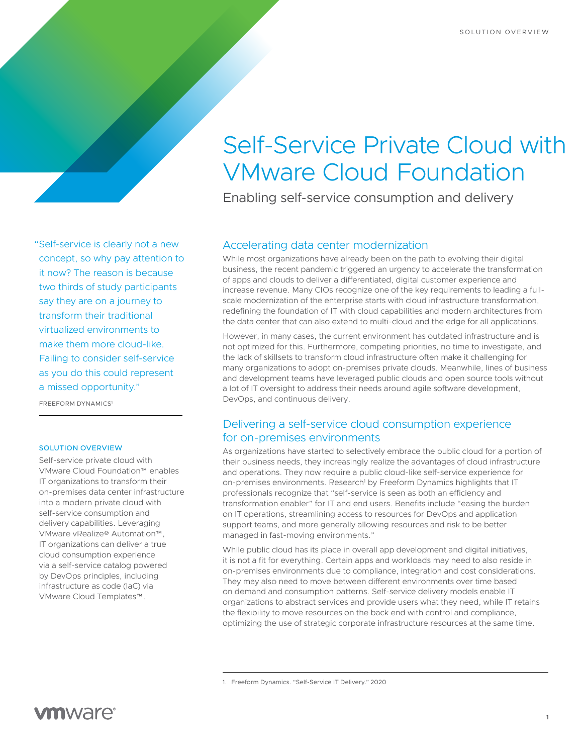# Self-Service Private Cloud with VMware Cloud Foundation

Enabling self-service consumption and delivery

"Self-service is clearly not a new concept, so why pay attention to it now? The reason is because two thirds of study participants say they are on a journey to transform their traditional virtualized environments to make them more cloud-like. Failing to consider self-service as you do this could represent a missed opportunity."

FREEFORM DYNAMICS[1]

### SOLUTION OVERVIEW

Self-service private cloud with VMware Cloud Foundation™ enables IT organizations to transform their on-premises data center infrastructure into a modern private cloud with self-service consumption and delivery capabilities. Leveraging VMware vRealize® Automation™, IT organizations can deliver a true cloud consumption experience via a self-service catalog powered by DevOps principles, including infrastructure as code (IaC) via VMware Cloud Templates™.

## Accelerating data center modernization

While most organizations have already been on the path to evolving their digital business, the recent pandemic triggered an urgency to accelerate the transformation of apps and clouds to deliver a differentiated, digital customer experience and increase revenue. Many CIOs recognize one of the key requirements to leading a full-scale modernization of the enterprise starts with cloud infrastructure transformation, redefining the foundation of IT with cloud capabilities and modern architectures from the data center that can also extend to multi-cloud and the edge for all applications.

However, in many cases, the current environment has outdated infrastructure and is not optimized for this. Furthermore, competing priorities, no time to investigate, and the lack of skillsets to transform cloud infrastructure often make it challenging for many organizations to adopt on-premises private clouds. Meanwhile, lines of business and development teams have leveraged public clouds and open source tools without a lot of IT oversight to address their needs around agile software development, DevOps, and continuous delivery.

## Delivering a self-service cloud consumption experience for on-premises environments

As organizations have started to selectively embrace the public cloud for a portion of their business needs, they increasingly realize the advantages of cloud infrastructure and operations. They now require a public cloud-like self-service experience for on-premises environments. Research[1] by Freeform Dynamics highlights that IT professionals recognize that "self-service is seen as both an efficiency and transformation enabler" for IT and end users. Benefits include "easing the burden on IT operations, streamlining access to resources for DevOps and application support teams, and more generally allowing resources and risk to be better managed in fast-moving environments."

While public cloud has its place in overall app development and digital initiatives, it is not a fit for everything. Certain apps and workloads may need to also reside in on-premises environments due to compliance, integration and cost considerations. They may also need to move between different environments over time based on demand and consumption patterns. Self-service delivery models enable IT organizations to abstract services and provide users what they need, while IT retains the flexibility to move resources on the back end with control and compliance, optimizing the use of strategic corporate infrastructure resources at the same time.

1. Freeform Dynamics. "Self-Service IT Delivery." 2020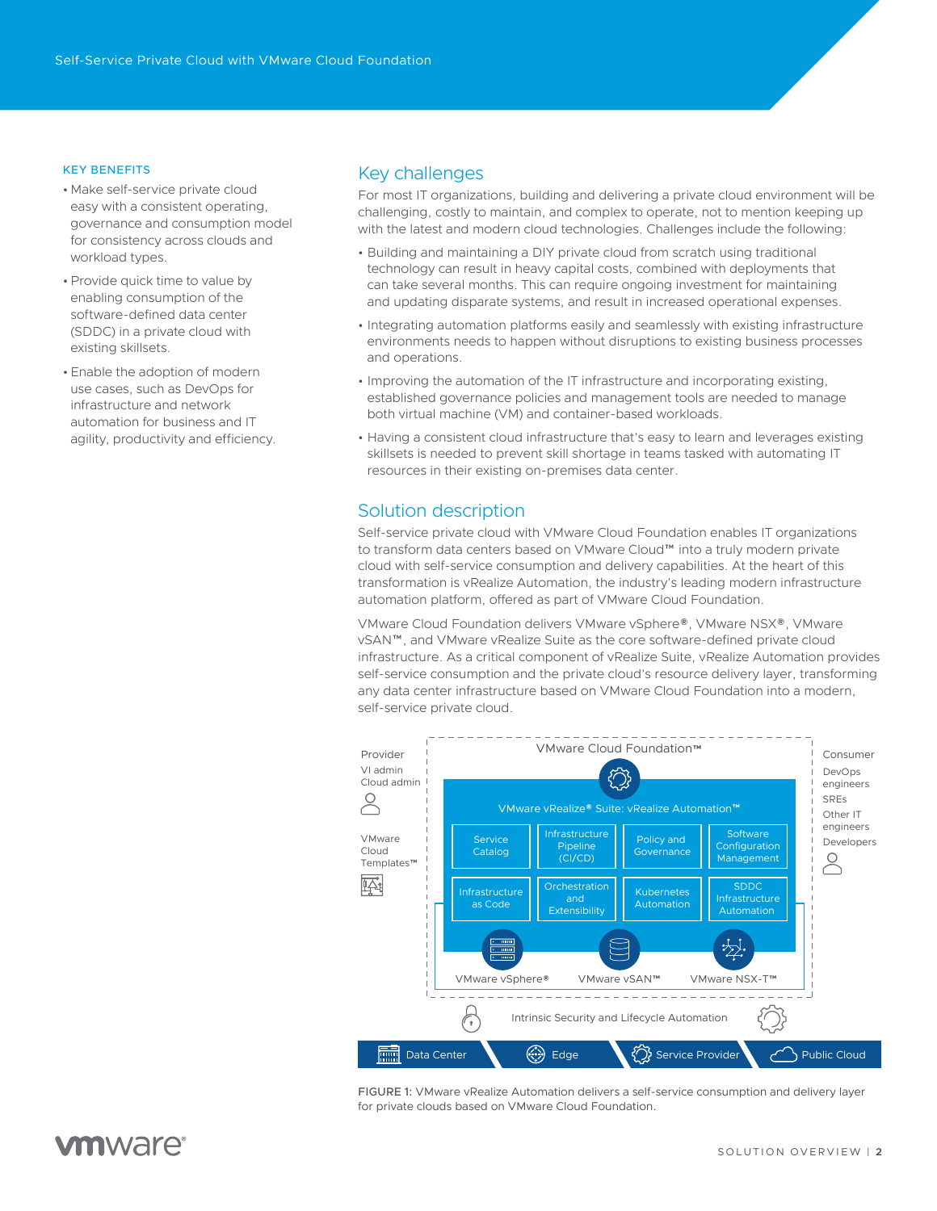**KEY BENEFITS**

- Make self-service private cloud easy with a consistent operating, governance and consumption model for consistency across clouds and workload types.
- Provide quick time to value by enabling consumption of the software-defined data center (SDDC) in a private cloud with existing skillsets.
- Enable the adoption of modern use cases, such as DevOps for infrastructure and network automation for business and IT agility, productivity and efficiency.

## Key challenges

For most IT organizations, building and delivering a private cloud environment will be challenging, costly to maintain, and complex to operate, not to mention keeping up with the latest and modern cloud technologies. Challenges include the following:

- Building and maintaining a DIY private cloud from scratch using traditional technology can result in heavy capital costs, combined with deployments that can take several months. This can require ongoing investment for maintaining and updating disparate systems, and result in increased operational expenses.
- Integrating automation platforms easily and seamlessly with existing infrastructure environments needs to happen without disruptions to existing business processes and operations.
- Improving the automation of the IT infrastructure and incorporating existing, established governance policies and management tools are needed to manage both virtual machine (VM) and container-based workloads.
- Having a consistent cloud infrastructure that's easy to learn and leverages existing skillsets is needed to prevent skill shortage in teams tasked with automating IT resources in their existing on-premises data center.

## Solution description

Self-service private cloud with VMware Cloud Foundation enables IT organizations to transform data centers based on VMware Cloud™ into a truly modern private cloud with self-service consumption and delivery capabilities. At the heart of this transformation is vRealize Automation, the industry's leading modern infrastructure automation platform, offered as part of VMware Cloud Foundation.

VMware Cloud Foundation delivers VMware vSphere®, VMware NSX®, VMware vSAN™, and VMware vRealize Suite as the core software-defined private cloud infrastructure. As a critical component of vRealize Suite, vRealize Automation provides self-service consumption and the private cloud's resource delivery layer, transforming any data center infrastructure based on VMware Cloud Foundation into a modern, self-service private cloud.

Provider: VI admin, Cloud admin; VMware Cloud Templates™

VMware Cloud Foundation™

VMware vRealize® Suite: vRealize Automation™

| Service Catalog | Infrastructure Pipeline (CI/CD) | Policy and Governance | Software Configuration Management |
|---|---|---|---|
| Infrastructure as Code | Orchestration and Extensibility | Kubernetes Automation | SDDC Infrastructure Automation |

VMware vSphere® | VMware vSAN™ | VMware NSX-T™

Consumer: DevOps engineers, SREs, Other IT engineers, Developers

Intrinsic Security and Lifecycle Automation

Data Center | Edge | Service Provider | Public Cloud

FIGURE 1: VMware vRealize Automation delivers a self-service consumption and delivery layer for private clouds based on VMware Cloud Foundation.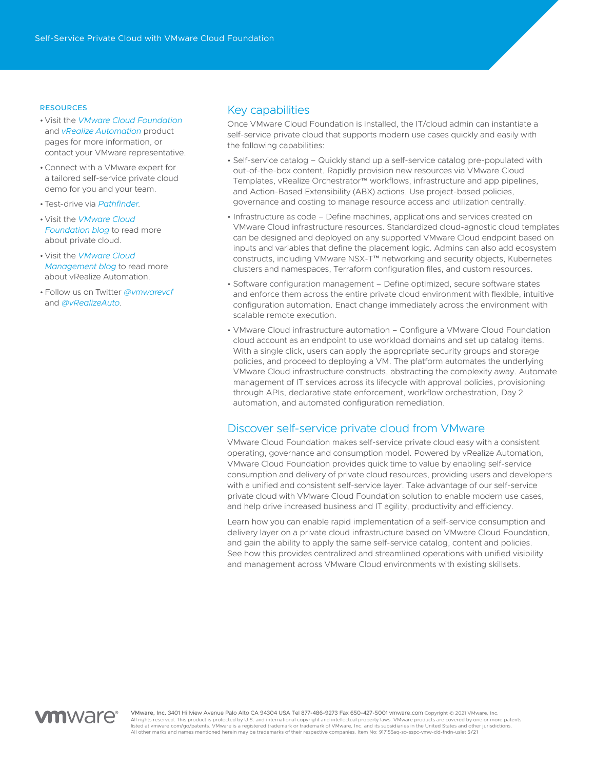RESOURCES

- Visit the *VMware Cloud Foundation* and *vRealize Automation* product pages for more information, or contact your VMware representative.
- Connect with a VMware expert for a tailored self-service private cloud demo for you and your team.
- Test-drive via *Pathfinder*.
- Visit the *VMware Cloud Foundation blog* to read more about private cloud.
- Visit the *VMware Cloud Management blog* to read more about vRealize Automation.
- Follow us on Twitter *@vmwarevcf* and *@vRealizeAuto*.

## Key capabilities

Once VMware Cloud Foundation is installed, the IT/cloud admin can instantiate a self-service private cloud that supports modern use cases quickly and easily with the following capabilities:

- Self-service catalog – Quickly stand up a self-service catalog pre-populated with out-of-the-box content. Rapidly provision new resources via VMware Cloud Templates, vRealize Orchestrator™ workflows, infrastructure and app pipelines, and Action-Based Extensibility (ABX) actions. Use project-based policies, governance and costing to manage resource access and utilization centrally.
- Infrastructure as code – Define machines, applications and services created on VMware Cloud infrastructure resources. Standardized cloud-agnostic cloud templates can be designed and deployed on any supported VMware Cloud endpoint based on inputs and variables that define the placement logic. Admins can also add ecosystem constructs, including VMware NSX-T™ networking and security objects, Kubernetes clusters and namespaces, Terraform configuration files, and custom resources.
- Software configuration management – Define optimized, secure software states and enforce them across the entire private cloud environment with flexible, intuitive configuration automation. Enact change immediately across the environment with scalable remote execution.
- VMware Cloud infrastructure automation – Configure a VMware Cloud Foundation cloud account as an endpoint to use workload domains and set up catalog items. With a single click, users can apply the appropriate security groups and storage policies, and proceed to deploying a VM. The platform automates the underlying VMware Cloud infrastructure constructs, abstracting the complexity away. Automate management of IT services across its lifecycle with approval policies, provisioning through APIs, declarative state enforcement, workflow orchestration, Day 2 automation, and automated configuration remediation.

## Discover self-service private cloud from VMware

VMware Cloud Foundation makes self-service private cloud easy with a consistent operating, governance and consumption model. Powered by vRealize Automation, VMware Cloud Foundation provides quick time to value by enabling self-service consumption and delivery of private cloud resources, providing users and developers with a unified and consistent self-service layer. Take advantage of our self-service private cloud with VMware Cloud Foundation solution to enable modern use cases, and help drive increased business and IT agility, productivity and efficiency.

Learn how you can enable rapid implementation of a self-service consumption and delivery layer on a private cloud infrastructure based on VMware Cloud Foundation, and gain the ability to apply the same self-service catalog, content and policies. See how this provides centralized and streamlined operations with unified visibility and management across VMware Cloud environments with existing skillsets.

VMware, Inc. 3401 Hillview Avenue Palo Alto CA 94304 USA Tel 877-486-9273 Fax 650-427-5001 vmware.com Copyright © 2021 VMware, Inc. All rights reserved. This product is protected by U.S. and international copyright and intellectual property laws. VMware products are covered by one or more patents listed at vmware.com/go/patents. VMware is a registered trademark or trademark of VMware, Inc. and its subsidiaries in the United States and other jurisdictions. All other marks and names mentioned herein may be trademarks of their respective companies. Item No: 917155aq-so-sspc-vmw-cld-fndn-uslet 5/21